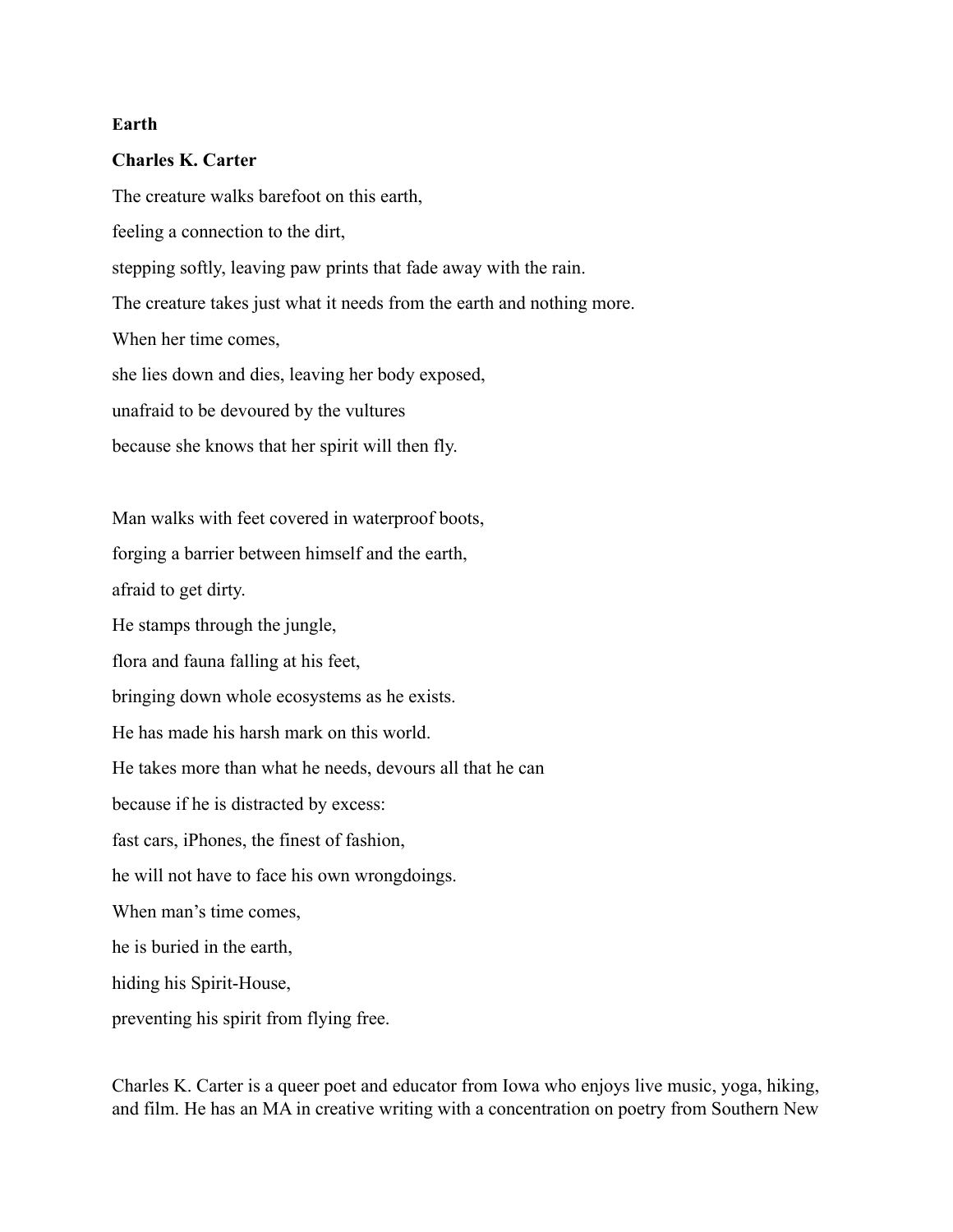**Earth**

**Charles K. Carter**

The creature walks barefoot on this earth,

feeling a connection to the dirt,

stepping softly, leaving paw prints that fade away with the rain.

The creature takes just what it needs from the earth and nothing more.

When her time comes,

she lies down and dies, leaving her body exposed,

unafraid to be devoured by the vultures

because she knows that her spirit will then fly.

Man walks with feet covered in waterproof boots,

forging a barrier between himself and the earth,

afraid to get dirty.

He stamps through the jungle,

flora and fauna falling at his feet,

bringing down whole ecosystems as he exists.

He has made his harsh mark on this world.

He takes more than what he needs, devours all that he can

because if he is distracted by excess:

fast cars, iPhones, the finest of fashion,

he will not have to face his own wrongdoings.

When man's time comes,

he is buried in the earth,

hiding his Spirit-House,

preventing his spirit from flying free.

Charles K. Carter is a queer poet and educator from Iowa who enjoys live music, yoga, hiking, and film. He has an MA in creative writing with a concentration on poetry from Southern New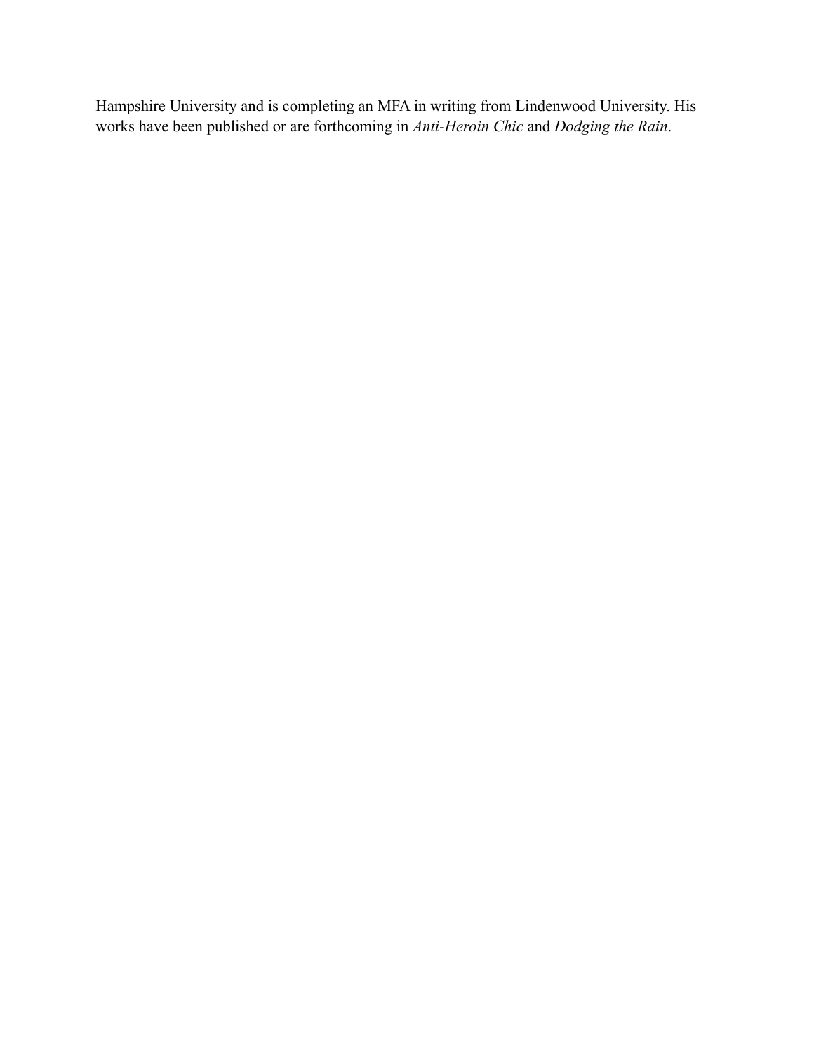Hampshire University and is completing an MFA in writing from Lindenwood University. His works have been published or are forthcoming in *Anti-Heroin Chic* and *Dodging the Rain*.